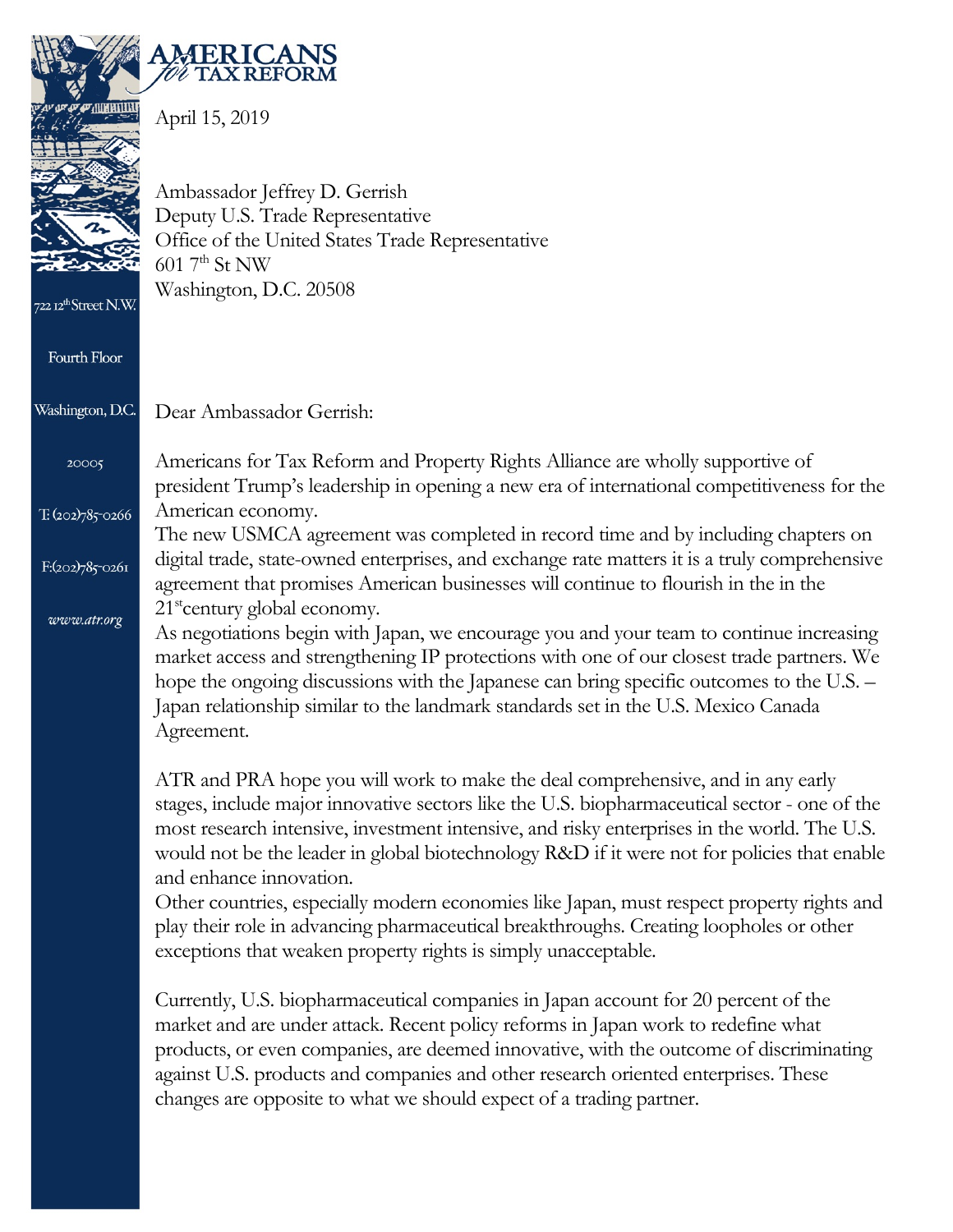# AMERICANS *for* TAX REFORM

722 12th Street N.W.

Fourth Floor

Washington, D.C.

20005

T: (202)785-0266

F:(202)785-0261

*www.atr.org*

April 15, 2019

Ambassador Jeffrey D. Gerrish
Deputy U.S. Trade Representative
Office of the United States Trade Representative
601 7th St NW
Washington, D.C. 20508

Dear Ambassador Gerrish:

Americans for Tax Reform and Property Rights Alliance are wholly supportive of president Trump's leadership in opening a new era of international competitiveness for the American economy.
The new USMCA agreement was completed in record time and by including chapters on digital trade, state-owned enterprises, and exchange rate matters it is a truly comprehensive agreement that promises American businesses will continue to flourish in the in the 21st century global economy.
As negotiations begin with Japan, we encourage you and your team to continue increasing market access and strengthening IP protections with one of our closest trade partners. We hope the ongoing discussions with the Japanese can bring specific outcomes to the U.S. – Japan relationship similar to the landmark standards set in the U.S. Mexico Canada Agreement.

ATR and PRA hope you will work to make the deal comprehensive, and in any early stages, include major innovative sectors like the U.S. biopharmaceutical sector - one of the most research intensive, investment intensive, and risky enterprises in the world. The U.S. would not be the leader in global biotechnology R&D if it were not for policies that enable and enhance innovation.
Other countries, especially modern economies like Japan, must respect property rights and play their role in advancing pharmaceutical breakthroughs. Creating loopholes or other exceptions that weaken property rights is simply unacceptable.

Currently, U.S. biopharmaceutical companies in Japan account for 20 percent of the market and are under attack. Recent policy reforms in Japan work to redefine what products, or even companies, are deemed innovative, with the outcome of discriminating against U.S. products and companies and other research oriented enterprises. These changes are opposite to what we should expect of a trading partner.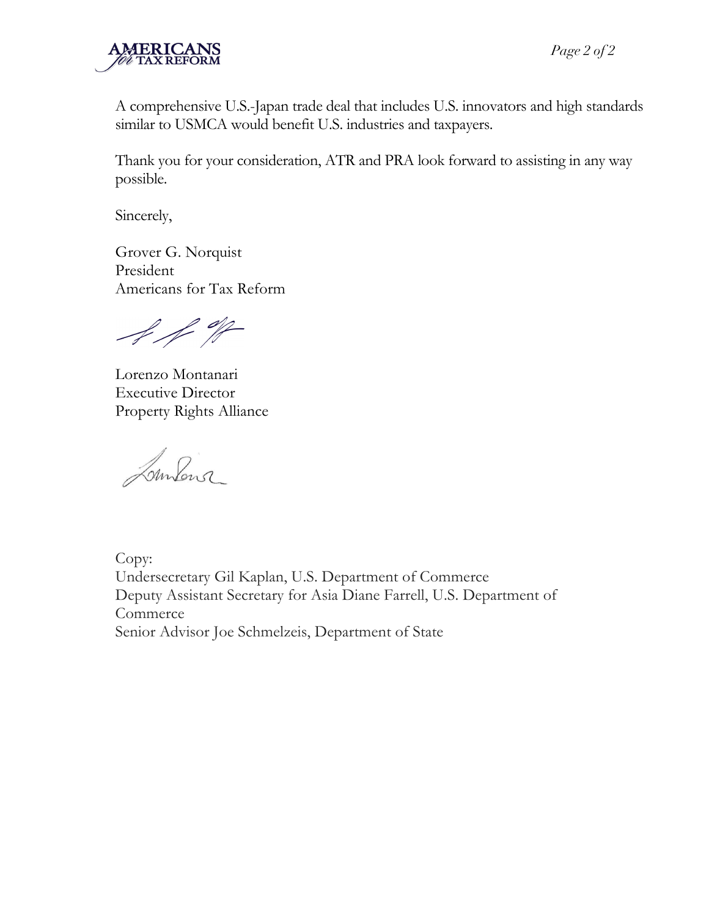A comprehensive U.S.-Japan trade deal that includes U.S. innovators and high standards similar to USMCA would benefit U.S. industries and taxpayers.

Thank you for your consideration, ATR and PRA look forward to assisting in any way possible.

Sincerely,

Grover G. Norquist
President
Americans for Tax Reform

Lorenzo Montanari
Executive Director
Property Rights Alliance

Copy:
Undersecretary Gil Kaplan, U.S. Department of Commerce
Deputy Assistant Secretary for Asia Diane Farrell, U.S. Department of Commerce
Senior Advisor Joe Schmelzeis, Department of State